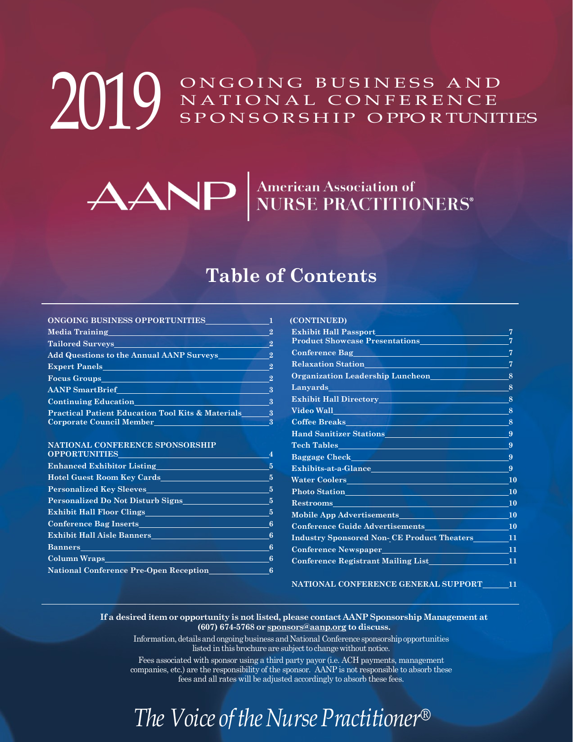# 2019 ONGOING BUSINESS AND NATIONAL CONFERENCE SPONSORSHIP OPPORTUNITIES

AANP | American Association of NURSE PRACTITIONERS®

## Table of Contents

| | |
|---|---|
| **ONGOING BUSINESS OPPORTUNITIES** | **1** |
| **Media Training** | **2** |
| **Tailored Surveys** | **2** |
| **Add Questions to the Annual AANP Surveys** | **2** |
| **Expert Panels** | **2** |
| **Focus Groups** | **2** |
| **AANP SmartBrief** | **3** |
| **Continuing Education** | **3** |
| **Practical Patient Education Tool Kits & Materials** | **3** |
| **Corporate Council Member** | **3** |
| **NATIONAL CONFERENCE SPONSORSHIP OPPORTUNITIES** | **4** |
| **Enhanced Exhibitor Listing** | **5** |
| **Hotel Guest Room Key Cards** | **5** |
| **Personalized Key Sleeves** | **5** |
| **Personalized Do Not Disturb Signs** | **5** |
| **Exhibit Hall Floor Clings** | **5** |
| **Conference Bag Inserts** | **6** |
| **Exhibit Hall Aisle Banners** | **6** |
| **Banners** | **6** |
| **Column Wraps** | **6** |
| **National Conference Pre-Open Reception** | **6** |
| **(CONTINUED)** | |
| **Exhibit Hall Passport** | **7** |
| **Product Showcase Presentations** | **7** |
| **Conference Bag** | **7** |
| **Relaxation Station** | **7** |
| **Organization Leadership Luncheon** | **8** |
| **Lanyards** | **8** |
| **Exhibit Hall Directory** | **8** |
| **Video Wall** | **8** |
| **Coffee Breaks** | **8** |
| **Hand Sanitizer Stations** | **9** |
| **Tech Tables** | **9** |
| **Baggage Check** | **9** |
| **Exhibits-at-a-Glance** | **9** |
| **Water Coolers** | **10** |
| **Photo Station** | **10** |
| **Restrooms** | **10** |
| **Mobile App Advertisements** | **10** |
| **Conference Guide Advertisements** | **10** |
| **Industry Sponsored Non- CE Product Theaters** | **11** |
| **Conference Newspaper** | **11** |
| **Conference Registrant Mailing List** | **11** |
| **NATIONAL CONFERENCE GENERAL SUPPORT** | **11** |

**If a desired item or opportunity is not listed, please contact AANP Sponsorship Management at (607) 674-5768 or sponsors@aanp.org to discuss.**

Information, details and ongoing business and National Conference sponsorship opportunities listed in this brochure are subject to change without notice.

Fees associated with sponsor using a third party payor (i.e. ACH payments, management companies, etc.) are the responsibility of the sponsor. AANP is not responsible to absorb these fees and all rates will be adjusted accordingly to absorb these fees.

*The Voice of the Nurse Practitioner®*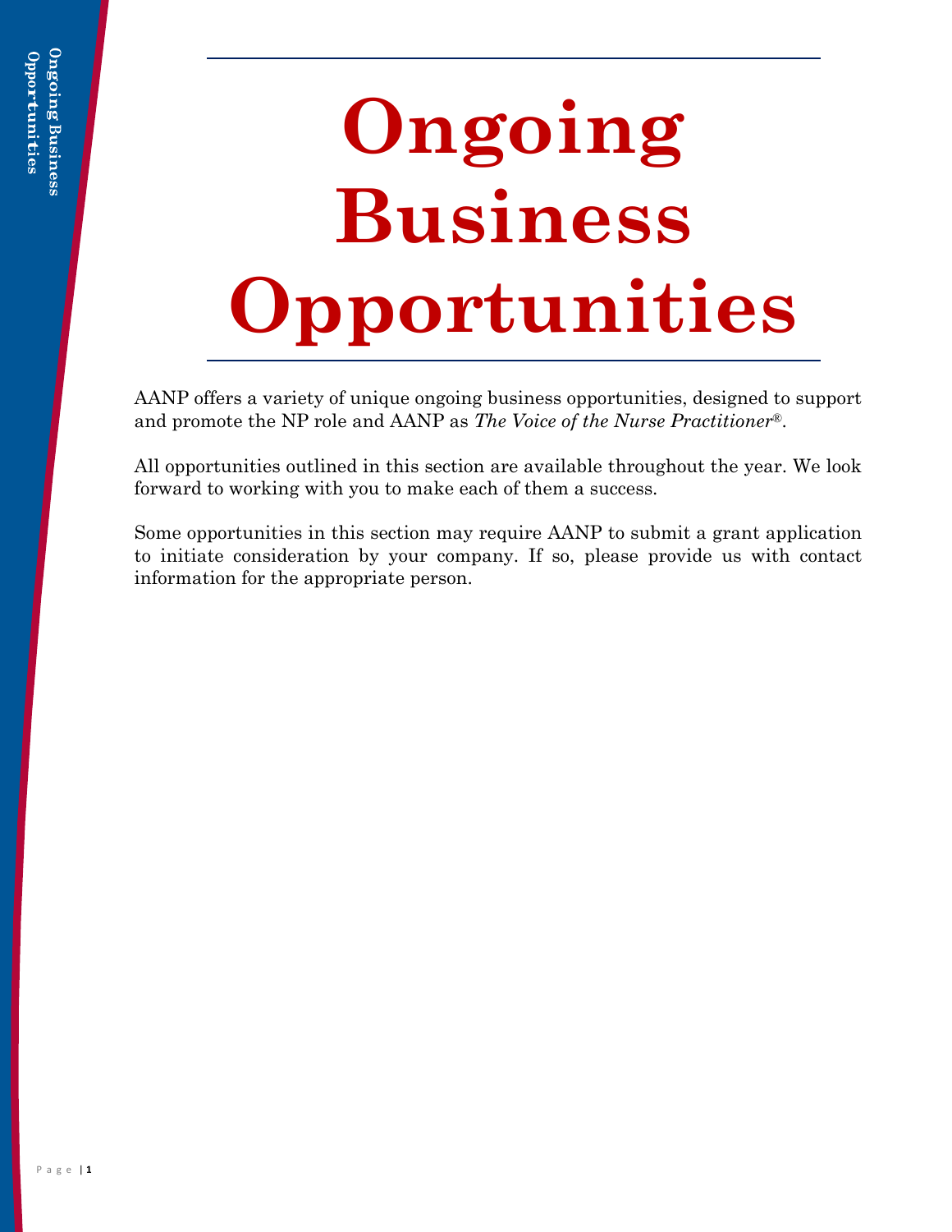# Ongoing Business Opportunities

AANP offers a variety of unique ongoing business opportunities, designed to support and promote the NP role and AANP as *The Voice of the Nurse Practitioner®*.

All opportunities outlined in this section are available throughout the year. We look forward to working with you to make each of them a success.

Some opportunities in this section may require AANP to submit a grant application to initiate consideration by your company. If so, please provide us with contact information for the appropriate person.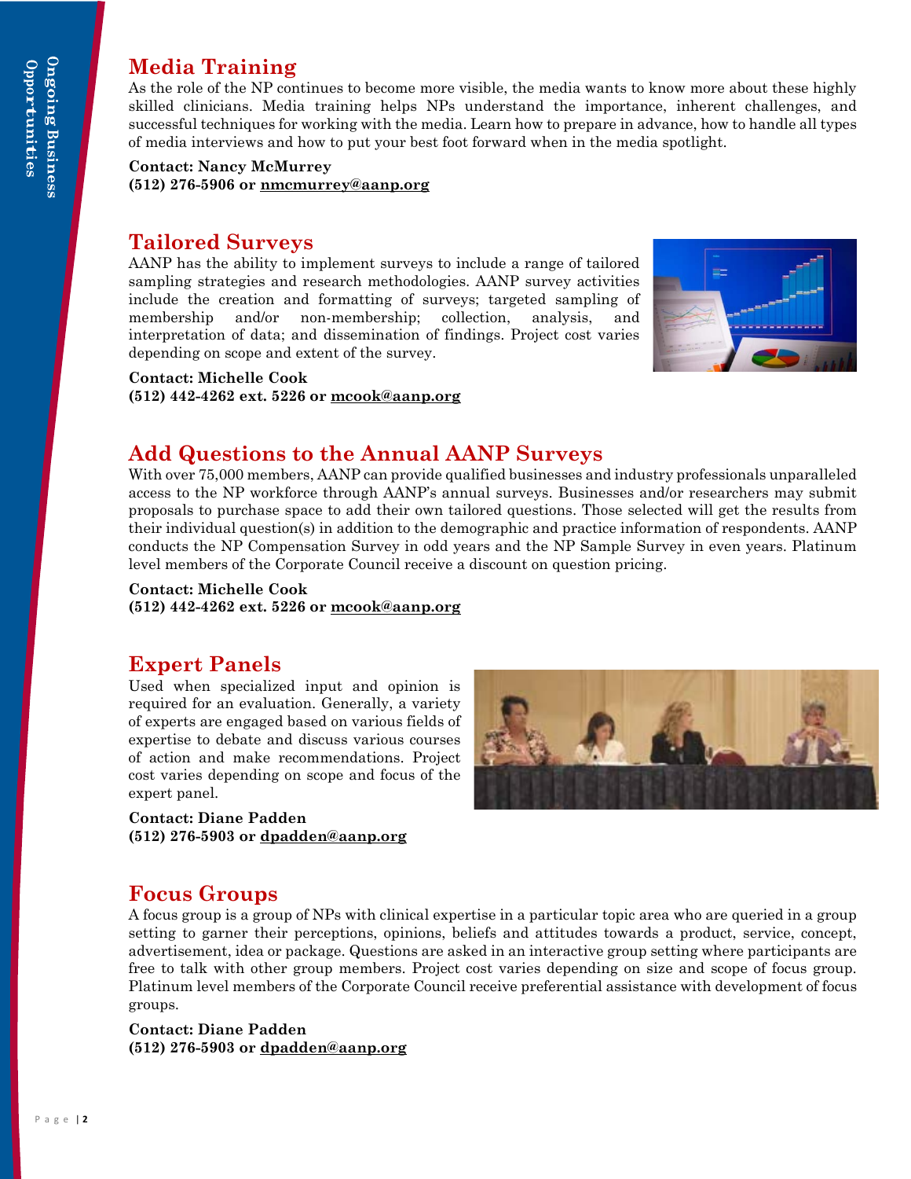## Media Training

As the role of the NP continues to become more visible, the media wants to know more about these highly skilled clinicians. Media training helps NPs understand the importance, inherent challenges, and successful techniques for working with the media. Learn how to prepare in advance, how to handle all types of media interviews and how to put your best foot forward when in the media spotlight.

**Contact: Nancy McMurrey**
**(512) 276-5906 or nmcmurrey@aanp.org**

## Tailored Surveys

AANP has the ability to implement surveys to include a range of tailored sampling strategies and research methodologies. AANP survey activities include the creation and formatting of surveys; targeted sampling of membership and/or non-membership; collection, analysis, and interpretation of data; and dissemination of findings. Project cost varies depending on scope and extent of the survey.

**Contact: Michelle Cook**
**(512) 442-4262 ext. 5226 or mcook@aanp.org**

## Add Questions to the Annual AANP Surveys

With over 75,000 members, AANP can provide qualified businesses and industry professionals unparalleled access to the NP workforce through AANP's annual surveys. Businesses and/or researchers may submit proposals to purchase space to add their own tailored questions. Those selected will get the results from their individual question(s) in addition to the demographic and practice information of respondents. AANP conducts the NP Compensation Survey in odd years and the NP Sample Survey in even years. Platinum level members of the Corporate Council receive a discount on question pricing.

**Contact: Michelle Cook**
**(512) 442-4262 ext. 5226 or mcook@aanp.org**

## Expert Panels

Used when specialized input and opinion is required for an evaluation. Generally, a variety of experts are engaged based on various fields of expertise to debate and discuss various courses of action and make recommendations. Project cost varies depending on scope and focus of the expert panel.

**Contact: Diane Padden**
**(512) 276-5903 or dpadden@aanp.org**

## Focus Groups

A focus group is a group of NPs with clinical expertise in a particular topic area who are queried in a group setting to garner their perceptions, opinions, beliefs and attitudes towards a product, service, concept, advertisement, idea or package. Questions are asked in an interactive group setting where participants are free to talk with other group members. Project cost varies depending on size and scope of focus group. Platinum level members of the Corporate Council receive preferential assistance with development of focus groups.

**Contact: Diane Padden**
**(512) 276-5903 or dpadden@aanp.org**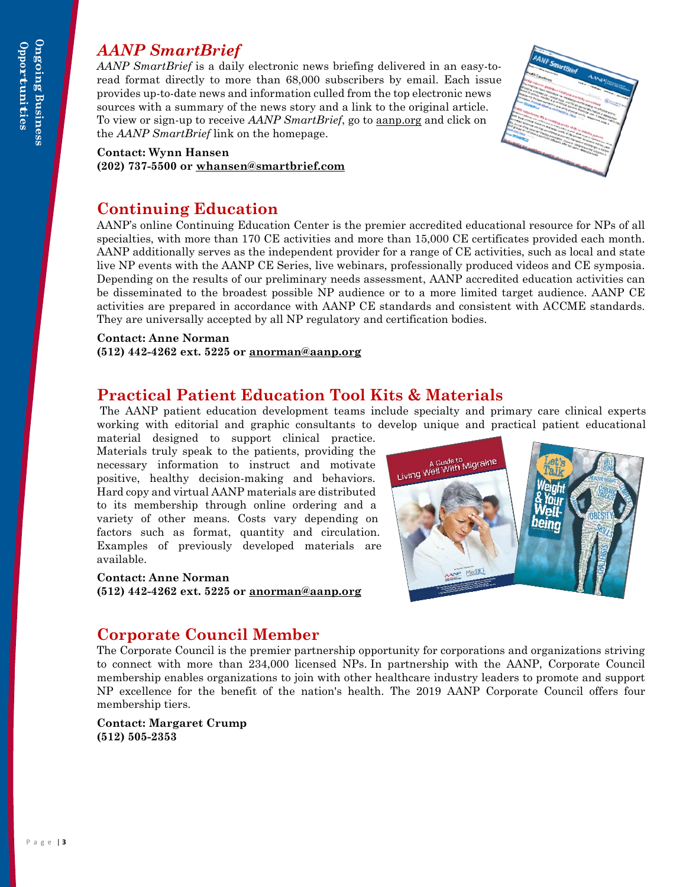## *AANP SmartBrief*

*AANP SmartBrief* is a daily electronic news briefing delivered in an easy-to-read format directly to more than 68,000 subscribers by email. Each issue provides up-to-date news and information culled from the top electronic news sources with a summary of the news story and a link to the original article. To view or sign-up to receive *AANP SmartBrief*, go to aanp.org and click on the *AANP SmartBrief* link on the homepage.

**Contact: Wynn Hansen**
**(202) 737-5500 or whansen@smartbrief.com**

## Continuing Education

AANP's online Continuing Education Center is the premier accredited educational resource for NPs of all specialties, with more than 170 CE activities and more than 15,000 CE certificates provided each month. AANP additionally serves as the independent provider for a range of CE activities, such as local and state live NP events with the AANP CE Series, live webinars, professionally produced videos and CE symposia. Depending on the results of our preliminary needs assessment, AANP accredited education activities can be disseminated to the broadest possible NP audience or to a more limited target audience. AANP CE activities are prepared in accordance with AANP CE standards and consistent with ACCME standards. They are universally accepted by all NP regulatory and certification bodies.

**Contact: Anne Norman**
**(512) 442-4262 ext. 5225 or anorman@aanp.org**

## Practical Patient Education Tool Kits & Materials

The AANP patient education development teams include specialty and primary care clinical experts working with editorial and graphic consultants to develop unique and practical patient educational material designed to support clinical practice. Materials truly speak to the patients, providing the necessary information to instruct and motivate positive, healthy decision-making and behaviors. Hard copy and virtual AANP materials are distributed to its membership through online ordering and a variety of other means. Costs vary depending on factors such as format, quantity and circulation. Examples of previously developed materials are available.

**Contact: Anne Norman**
**(512) 442-4262 ext. 5225 or anorman@aanp.org**

## Corporate Council Member

The Corporate Council is the premier partnership opportunity for corporations and organizations striving to connect with more than 234,000 licensed NPs. In partnership with the AANP, Corporate Council membership enables organizations to join with other healthcare industry leaders to promote and support NP excellence for the benefit of the nation's health. The 2019 AANP Corporate Council offers four membership tiers.

**Contact: Margaret Crump**
**(512) 505-2353**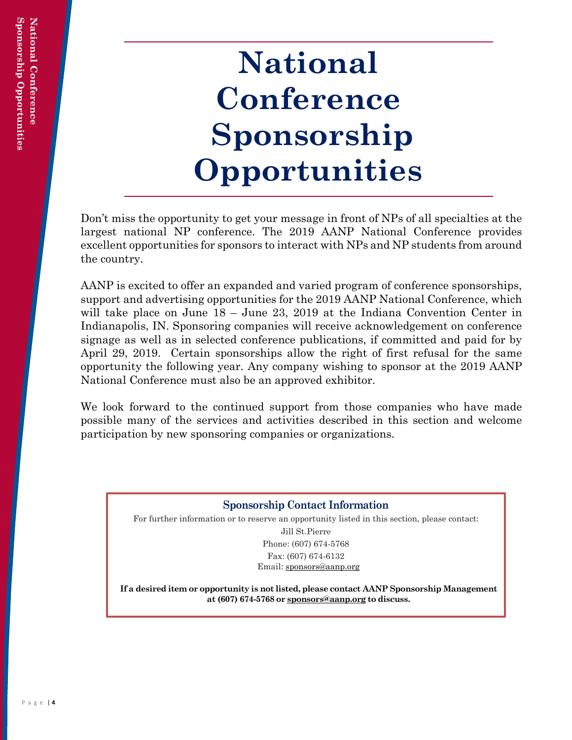# National Conference Sponsorship Opportunities

Don't miss the opportunity to get your message in front of NPs of all specialties at the largest national NP conference. The 2019 AANP National Conference provides excellent opportunities for sponsors to interact with NPs and NP students from around the country.

AANP is excited to offer an expanded and varied program of conference sponsorships, support and advertising opportunities for the 2019 AANP National Conference, which will take place on June 18 – June 23, 2019 at the Indiana Convention Center in Indianapolis, IN. Sponsoring companies will receive acknowledgement on conference signage as well as in selected conference publications, if committed and paid for by April 29, 2019. Certain sponsorships allow the right of first refusal for the same opportunity the following year. Any company wishing to sponsor at the 2019 AANP National Conference must also be an approved exhibitor.

We look forward to the continued support from those companies who have made possible many of the services and activities described in this section and welcome participation by new sponsoring companies or organizations.

### Sponsorship Contact Information

For further information or to reserve an opportunity listed in this section, please contact:

Jill St.Pierre
Phone: (607) 674-5768
Fax: (607) 674-6132
Email: sponsors@aanp.org

**If a desired item or opportunity is not listed, please contact AANP Sponsorship Management at (607) 674-5768 or sponsors@aanp.org to discuss.**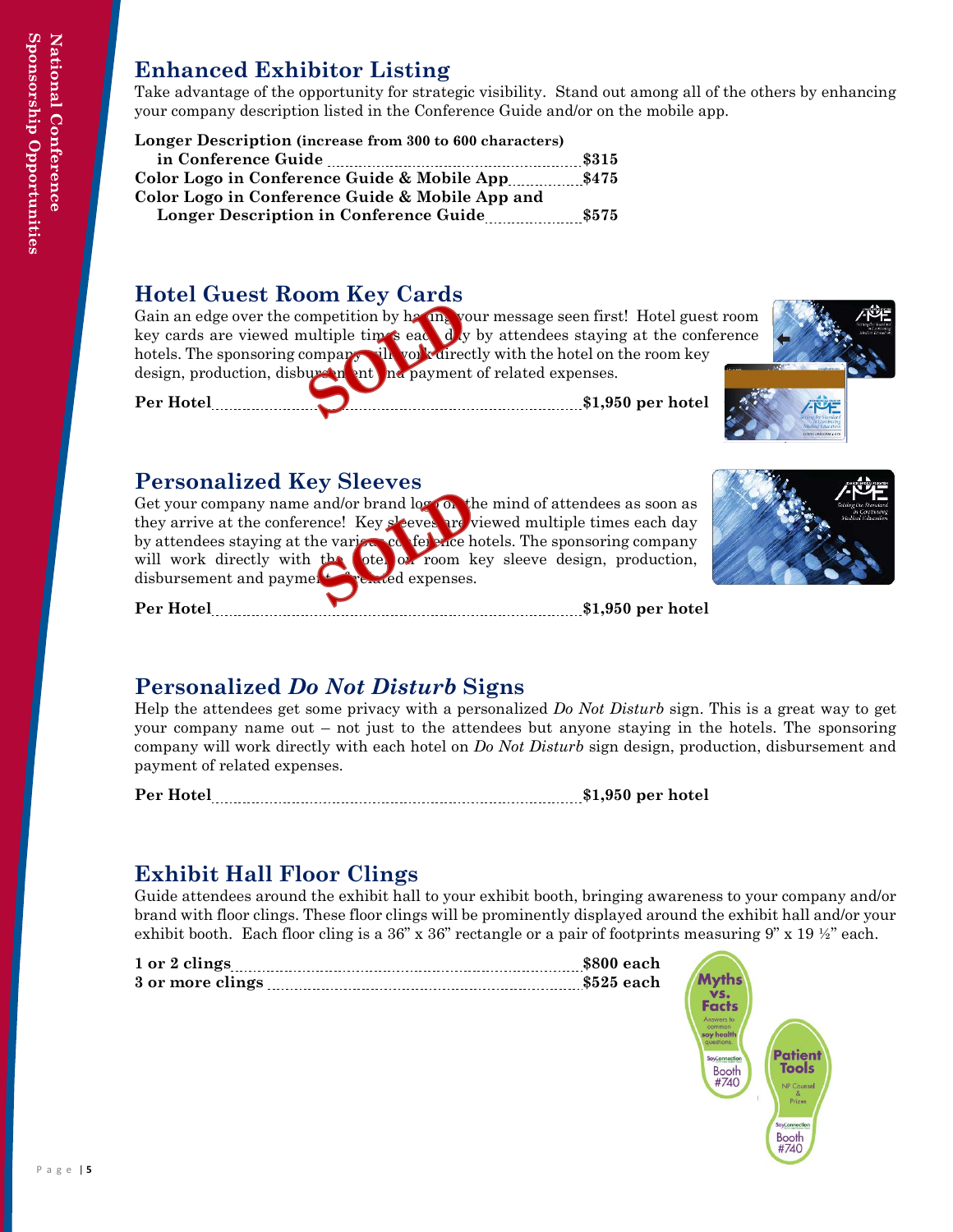## Enhanced Exhibitor Listing

Take advantage of the opportunity for strategic visibility. Stand out among all of the others by enhancing your company description listed in the Conference Guide and/or on the mobile app.

**Longer Description** (increase from 300 to 600 characters) **in Conference Guide** ............ **$315**

**Color Logo in Conference Guide & Mobile App** ............ **$475**

**Color Logo in Conference Guide & Mobile App and Longer Description in Conference Guide** ............ **$575**

## Hotel Guest Room Key Cards

SOLD

Gain an edge over the competition by having your message seen first! Hotel guest room key cards are viewed multiple times each day by attendees staying at the conference hotels. The sponsoring company will work directly with the hotel on the room key design, production, disbursement and payment of related expenses.

**Per Hotel** ............ **$1,950 per hotel**

## Personalized Key Sleeves

SOLD

Get your company name and/or brand logo on the mind of attendees as soon as they arrive at the conference! Key sleeves are viewed multiple times each day by attendees staying at the various conference hotels. The sponsoring company will work directly with the hotel on room key sleeve design, production, disbursement and payment of related expenses.

**Per Hotel** ............ **$1,950 per hotel**

## Personalized *Do Not Disturb* Signs

Help the attendees get some privacy with a personalized *Do Not Disturb* sign. This is a great way to get your company name out – not just to the attendees but anyone staying in the hotels. The sponsoring company will work directly with each hotel on *Do Not Disturb* sign design, production, disbursement and payment of related expenses.

**Per Hotel** ............ **$1,950 per hotel**

## Exhibit Hall Floor Clings

Guide attendees around the exhibit hall to your exhibit booth, bringing awareness to your company and/or brand with floor clings. These floor clings will be prominently displayed around the exhibit hall and/or your exhibit booth. Each floor cling is a 36" x 36" rectangle or a pair of footprints measuring 9" x 19 ½" each.

**1 or 2 clings** ............ **$800 each**

**3 or more clings** ............ **$525 each**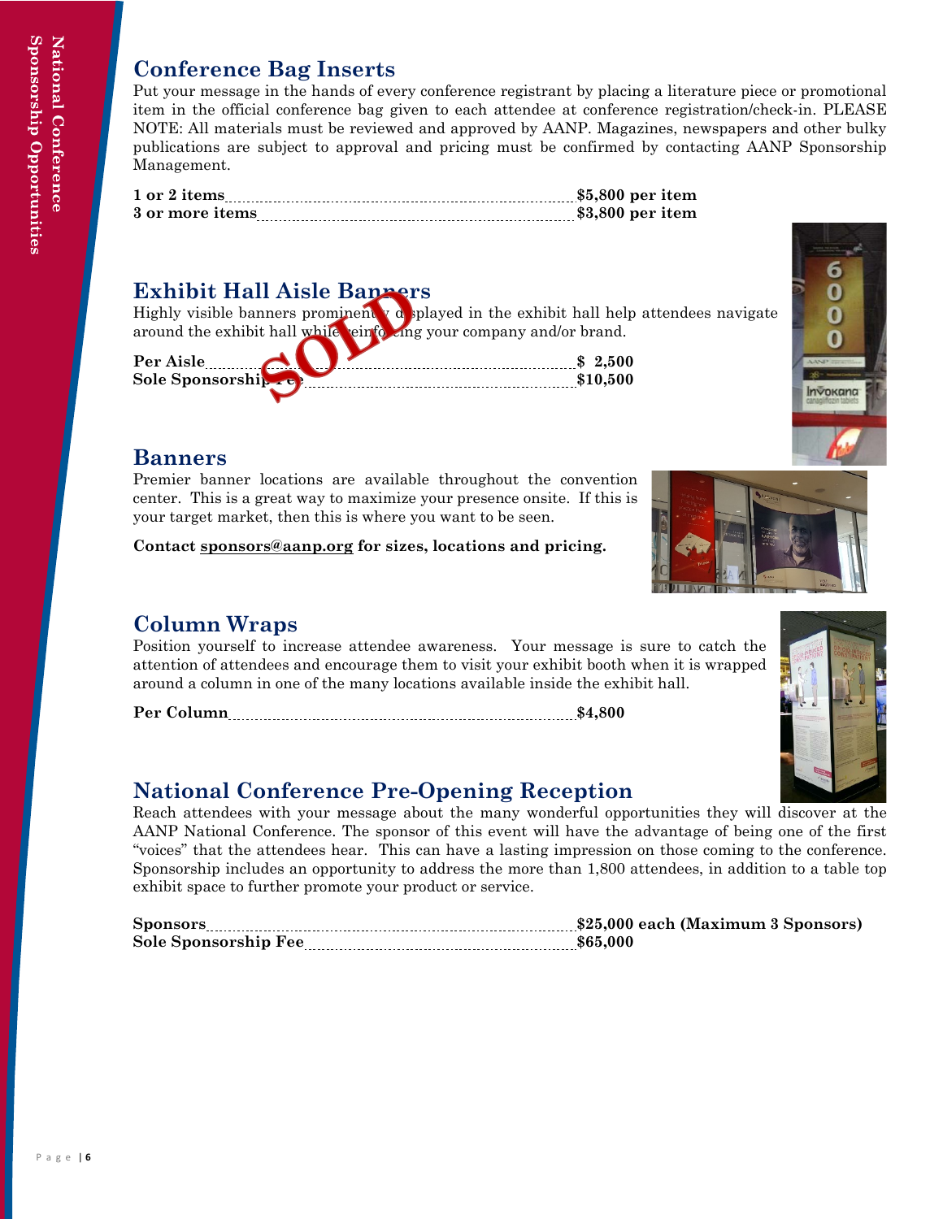## Conference Bag Inserts

Put your message in the hands of every conference registrant by placing a literature piece or promotional item in the official conference bag given to each attendee at conference registration/check-in. PLEASE NOTE: All materials must be reviewed and approved by AANP. Magazines, newspapers and other bulky publications are subject to approval and pricing must be confirmed by contacting AANP Sponsorship Management.

**1 or 2 items**.................................................................**$5,800 per item**
**3 or more items**..........................................................**$3,800 per item**

## Exhibit Hall Aisle Banners

SOLD

Highly visible banners prominently displayed in the exhibit hall help attendees navigate around the exhibit hall while reinforcing your company and/or brand.

**Per Aisle**.........................................................................**$ 2,500**
**Sole Sponsorship Fee**.....................................................**$10,500**

## Banners

Premier banner locations are available throughout the convention center. This is a great way to maximize your presence onsite. If this is your target market, then this is where you want to be seen.

**Contact sponsors@aanp.org for sizes, locations and pricing.**

## Column Wraps

Position yourself to increase attendee awareness. Your message is sure to catch the attention of attendees and encourage them to visit your exhibit booth when it is wrapped around a column in one of the many locations available inside the exhibit hall.

**Per Column**......................................................................**$4,800**

## National Conference Pre-Opening Reception

Reach attendees with your message about the many wonderful opportunities they will discover at the AANP National Conference. The sponsor of this event will have the advantage of being one of the first "voices" that the attendees hear. This can have a lasting impression on those coming to the conference. Sponsorship includes an opportunity to address the more than 1,800 attendees, in addition to a table top exhibit space to further promote your product or service.

**Sponsors**..........................................................................**$25,000 each (Maximum 3 Sponsors)**
**Sole Sponsorship Fee**.....................................................**$65,000**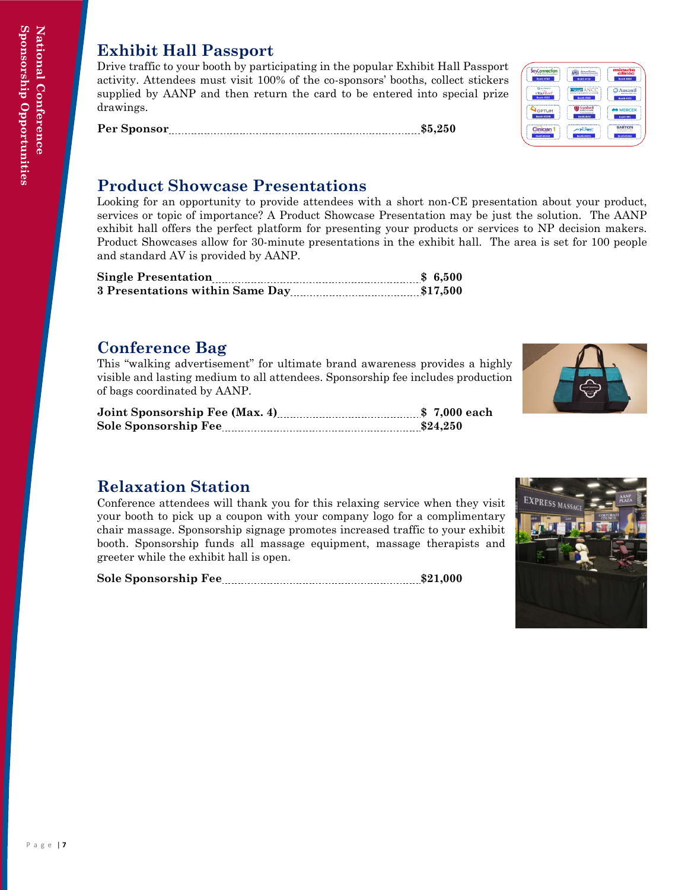## Exhibit Hall Passport

Drive traffic to your booth by participating in the popular Exhibit Hall Passport activity. Attendees must visit 100% of the co-sponsors' booths, collect stickers supplied by AANP and then return the card to be entered into special prize drawings.

**Per Sponsor** .................................................. **$5,250**

## Product Showcase Presentations

Looking for an opportunity to provide attendees with a short non-CE presentation about your product, services or topic of importance? A Product Showcase Presentation may be just the solution. The AANP exhibit hall offers the perfect platform for presenting your products or services to NP decision makers. Product Showcases allow for 30-minute presentations in the exhibit hall. The area is set for 100 people and standard AV is provided by AANP.

**Single Presentation** .................................................. **$ 6,500**
**3 Presentations within Same Day** .................................................. **$17,500**

## Conference Bag

This "walking advertisement" for ultimate brand awareness provides a highly visible and lasting medium to all attendees. Sponsorship fee includes production of bags coordinated by AANP.

**Joint Sponsorship Fee (Max. 4)** .................................................. **$ 7,000 each**
**Sole Sponsorship Fee** .................................................. **$24,250**

## Relaxation Station

Conference attendees will thank you for this relaxing service when they visit your booth to pick up a coupon with your company logo for a complimentary chair massage. Sponsorship signage promotes increased traffic to your exhibit booth. Sponsorship funds all massage equipment, massage therapists and greeter while the exhibit hall is open.

**Sole Sponsorship Fee** .................................................. **$21,000**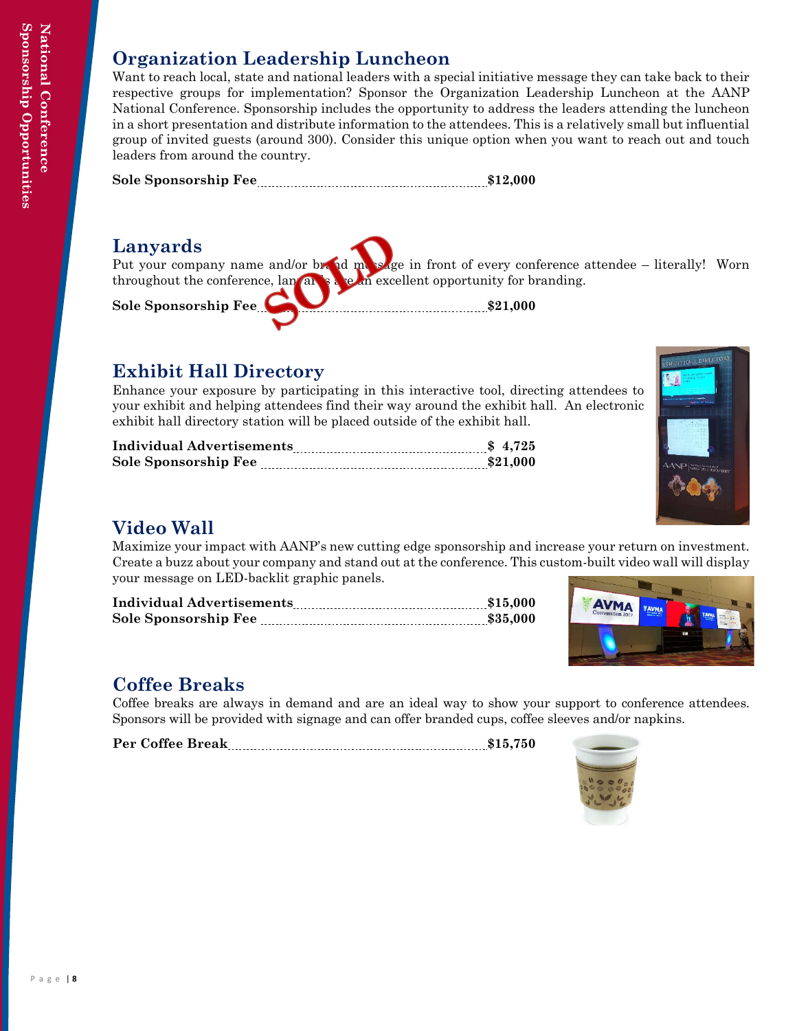## Organization Leadership Luncheon

Want to reach local, state and national leaders with a special initiative message they can take back to their respective groups for implementation? Sponsor the Organization Leadership Luncheon at the AANP National Conference. Sponsorship includes the opportunity to address the leaders attending the luncheon in a short presentation and distribute information to the attendees. This is a relatively small but influential group of invited guests (around 300). Consider this unique option when you want to reach out and touch leaders from around the country.

**Sole Sponsorship Fee ........................................ $12,000**

## Lanyards

SOLD

Put your company name and/or brand message in front of every conference attendee – literally! Worn throughout the conference, lanyards are an excellent opportunity for branding.

**Sole Sponsorship Fee ........................................ $21,000**

## Exhibit Hall Directory

Enhance your exposure by participating in this interactive tool, directing attendees to your exhibit and helping attendees find their way around the exhibit hall. An electronic exhibit hall directory station will be placed outside of the exhibit hall.

**Individual Advertisements ........................................ $ 4,725**
**Sole Sponsorship Fee ........................................ $21,000**

## Video Wall

Maximize your impact with AANP's new cutting edge sponsorship and increase your return on investment. Create a buzz about your company and stand out at the conference. This custom-built video wall will display your message on LED-backlit graphic panels.

**Individual Advertisements ........................................ $15,000**
**Sole Sponsorship Fee ........................................ $35,000**

## Coffee Breaks

Coffee breaks are always in demand and are an ideal way to show your support to conference attendees. Sponsors will be provided with signage and can offer branded cups, coffee sleeves and/or napkins.

**Per Coffee Break ........................................ $15,750**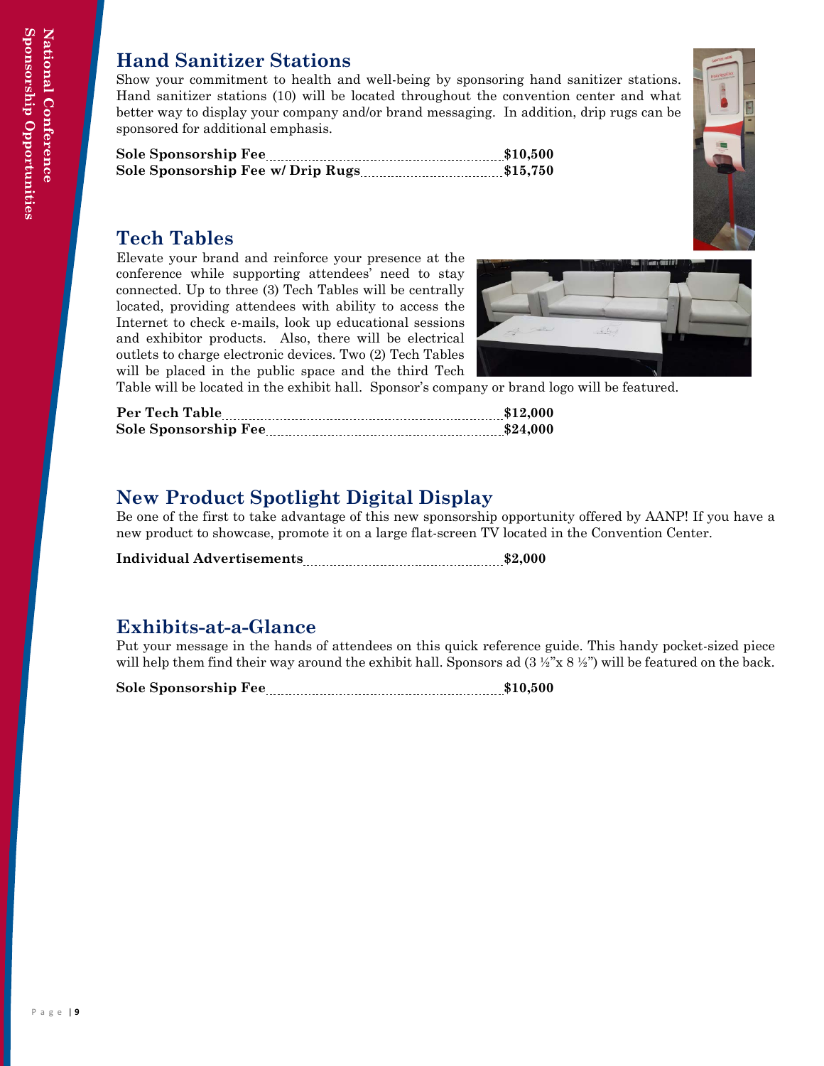## Hand Sanitizer Stations

Show your commitment to health and well-being by sponsoring hand sanitizer stations. Hand sanitizer stations (10) will be located throughout the convention center and what better way to display your company and/or brand messaging. In addition, drip rugs can be sponsored for additional emphasis.

**Sole Sponsorship Fee** ........................................ **$10,500**
**Sole Sponsorship Fee w/ Drip Rugs** ........................................ **$15,750**

## Tech Tables

Elevate your brand and reinforce your presence at the conference while supporting attendees' need to stay connected. Up to three (3) Tech Tables will be centrally located, providing attendees with ability to access the Internet to check e-mails, look up educational sessions and exhibitor products. Also, there will be electrical outlets to charge electronic devices. Two (2) Tech Tables will be placed in the public space and the third Tech Table will be located in the exhibit hall. Sponsor's company or brand logo will be featured.

**Per Tech Table** ........................................ **$12,000**
**Sole Sponsorship Fee** ........................................ **$24,000**

## New Product Spotlight Digital Display

Be one of the first to take advantage of this new sponsorship opportunity offered by AANP! If you have a new product to showcase, promote it on a large flat-screen TV located in the Convention Center.

**Individual Advertisements** ........................................ **$2,000**

## Exhibits-at-a-Glance

Put your message in the hands of attendees on this quick reference guide. This handy pocket-sized piece will help them find their way around the exhibit hall. Sponsors ad (3 ½"x 8 ½") will be featured on the back.

**Sole Sponsorship Fee** ........................................ **$10,500**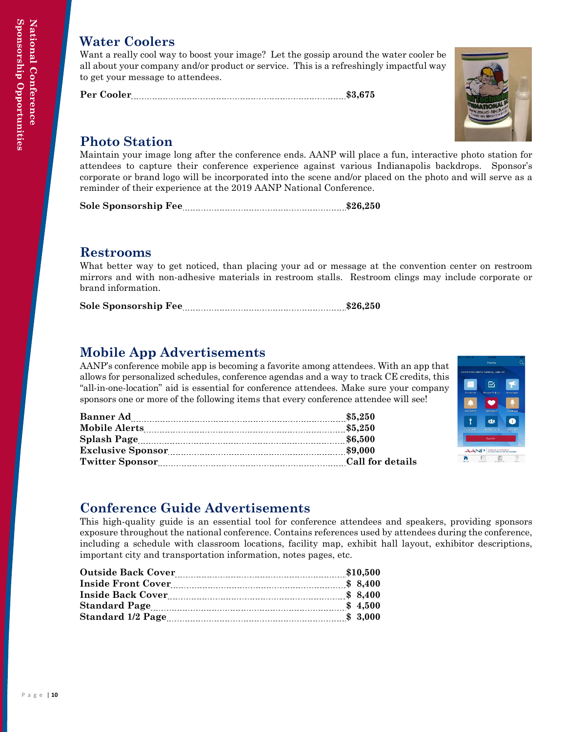## Water Coolers

Want a really cool way to boost your image? Let the gossip around the water cooler be all about your company and/or product or service. This is a refreshingly impactful way to get your message to attendees.

**Per Cooler** ............ **$3,675**

## Photo Station

Maintain your image long after the conference ends. AANP will place a fun, interactive photo station for attendees to capture their conference experience against various Indianapolis backdrops. Sponsor's corporate or brand logo will be incorporated into the scene and/or placed on the photo and will serve as a reminder of their experience at the 2019 AANP National Conference.

**Sole Sponsorship Fee** ............ **$26,250**

## Restrooms

What better way to get noticed, than placing your ad or message at the convention center on restroom mirrors and with non-adhesive materials in restroom stalls. Restroom clings may include corporate or brand information.

**Sole Sponsorship Fee** ............ **$26,250**

## Mobile App Advertisements

AANP's conference mobile app is becoming a favorite among attendees. With an app that allows for personalized schedules, conference agendas and a way to track CE credits, this "all-in-one-location" aid is essential for conference attendees. Make sure your company sponsors one or more of the following items that every conference attendee will see!

**Banner Ad** ............ **$5,250**
**Mobile Alerts** ............ **$5,250**
**Splash Page** ............ **$6,500**
**Exclusive Sponsor** ............ **$9,000**
**Twitter Sponsor** ............ **Call for details**

## Conference Guide Advertisements

This high-quality guide is an essential tool for conference attendees and speakers, providing sponsors exposure throughout the national conference. Contains references used by attendees during the conference, including a schedule with classroom locations, facility map, exhibit hall layout, exhibitor descriptions, important city and transportation information, notes pages, etc.

**Outside Back Cover** ............ **$10,500**
**Inside Front Cover** ............ **$ 8,400**
**Inside Back Cover** ............ **$ 8,400**
**Standard Page** ............ **$ 4,500**
**Standard 1/2 Page** ............ **$ 3,000**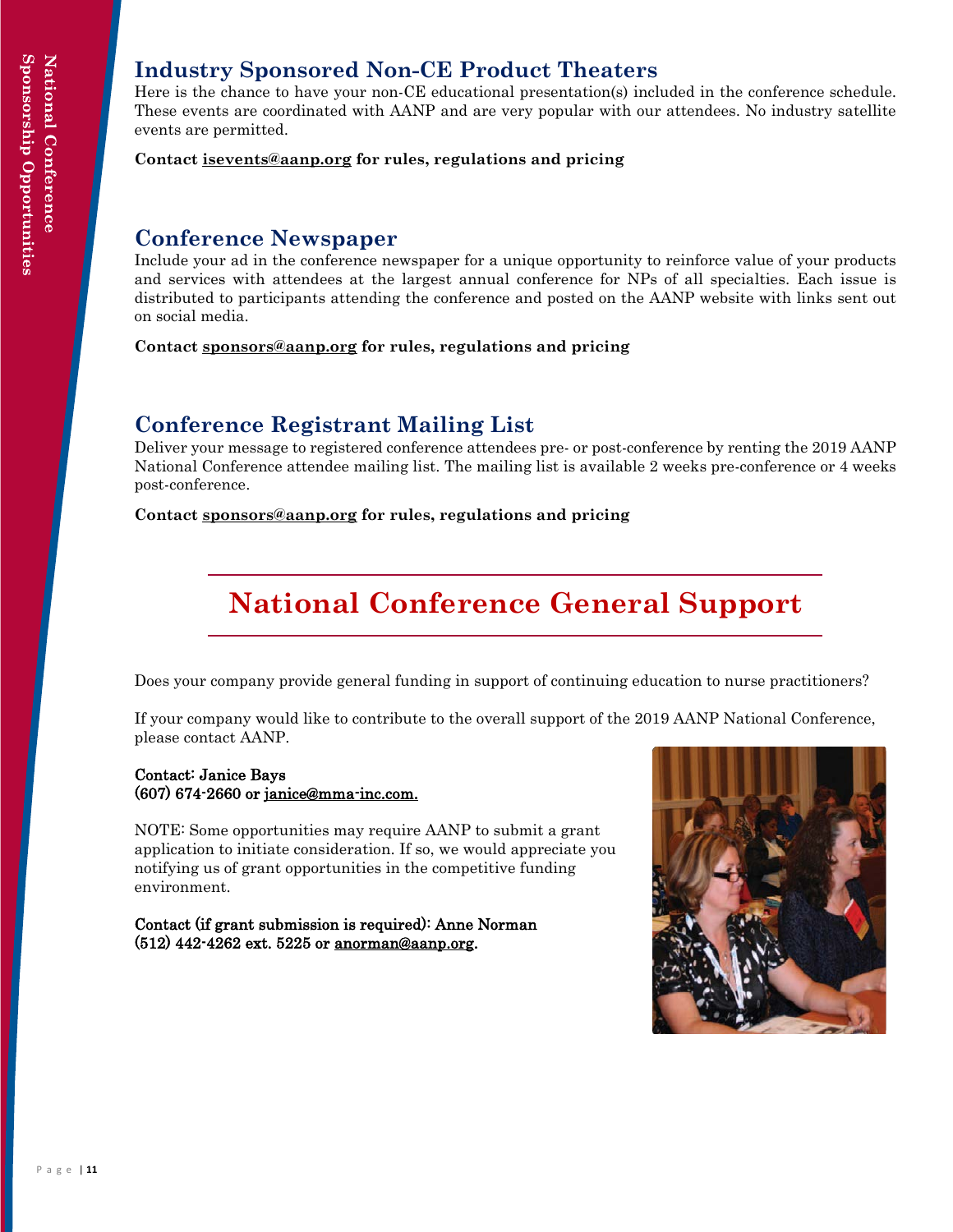## Industry Sponsored Non-CE Product Theaters

Here is the chance to have your non-CE educational presentation(s) included in the conference schedule. These events are coordinated with AANP and are very popular with our attendees. No industry satellite events are permitted.

**Contact isevents@aanp.org for rules, regulations and pricing**

## Conference Newspaper

Include your ad in the conference newspaper for a unique opportunity to reinforce value of your products and services with attendees at the largest annual conference for NPs of all specialties. Each issue is distributed to participants attending the conference and posted on the AANP website with links sent out on social media.

**Contact sponsors@aanp.org for rules, regulations and pricing**

## Conference Registrant Mailing List

Deliver your message to registered conference attendees pre- or post-conference by renting the 2019 AANP National Conference attendee mailing list. The mailing list is available 2 weeks pre-conference or 4 weeks post-conference.

**Contact sponsors@aanp.org for rules, regulations and pricing**

# National Conference General Support

Does your company provide general funding in support of continuing education to nurse practitioners?

If your company would like to contribute to the overall support of the 2019 AANP National Conference, please contact AANP.

Contact: Janice Bays
(607) 674-2660 or janice@mma-inc.com.

NOTE: Some opportunities may require AANP to submit a grant application to initiate consideration. If so, we would appreciate you notifying us of grant opportunities in the competitive funding environment.

Contact (if grant submission is required): Anne Norman
(512) 442-4262 ext. 5225 or anorman@aanp.org.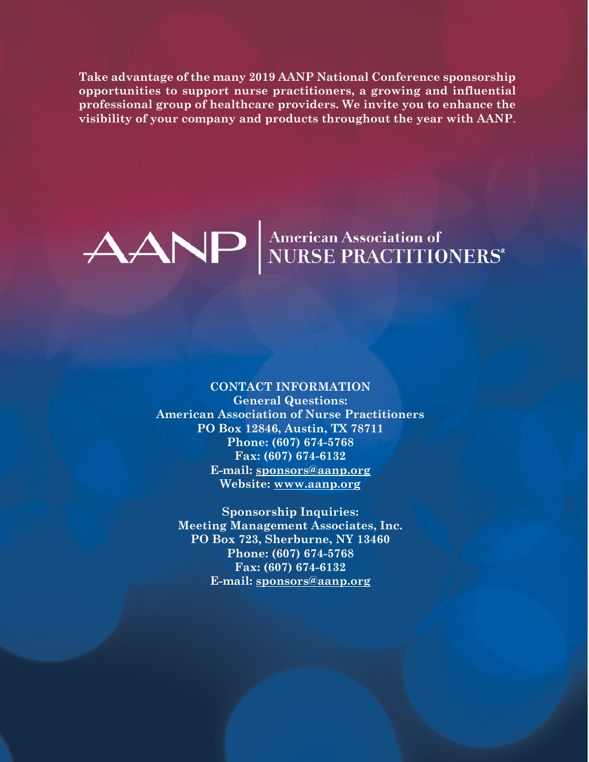**Take advantage of the many 2019 AANP National Conference sponsorship opportunities to support nurse practitioners, a growing and influential professional group of healthcare providers. We invite you to enhance the visibility of your company and products throughout the year with AANP**.

AANP | American Association of NURSE PRACTITIONERS®

**CONTACT INFORMATION**

**General Questions:**
**American Association of Nurse Practitioners**
**PO Box 12846, Austin, TX 78711**
**Phone: (607) 674-5768**
**Fax: (607) 674-6132**
**E-mail: sponsors@aanp.org**
**Website: www.aanp.org**

**Sponsorship Inquiries:**
**Meeting Management Associates, Inc.**
**PO Box 723, Sherburne, NY 13460**
**Phone: (607) 674-5768**
**Fax: (607) 674-6132**
**E-mail: sponsors@aanp.org**